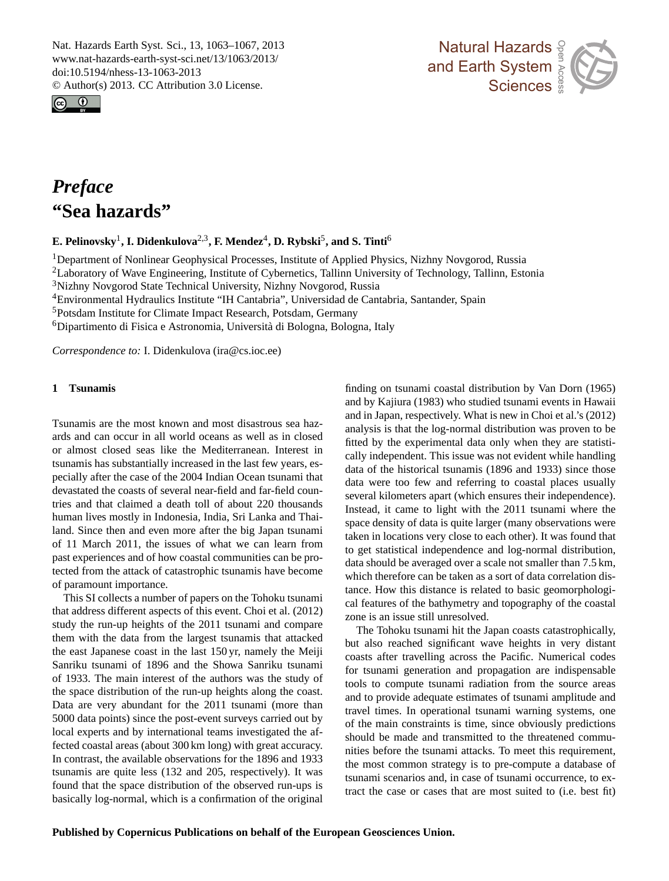# *Preface*
# "Sea hazards"

**E. Pelinovsky**[1], **I. Didenkulova**[2,3], **F. Mendez**[4], **D. Rybski**[5], **and S. Tinti**[6]

[1]Department of Nonlinear Geophysical Processes, Institute of Applied Physics, Nizhny Novgorod, Russia
[2]Laboratory of Wave Engineering, Institute of Cybernetics, Tallinn University of Technology, Tallinn, Estonia
[3]Nizhny Novgorod State Technical University, Nizhny Novgorod, Russia
[4]Environmental Hydraulics Institute "IH Cantabria", Universidad de Cantabria, Santander, Spain
[5]Potsdam Institute for Climate Impact Research, Potsdam, Germany
[6]Dipartimento di Fisica e Astronomia, Università di Bologna, Bologna, Italy

*Correspondence to:* I. Didenkulova (ira@cs.ioc.ee)

## 1 Tsunamis

Tsunamis are the most known and most disastrous sea hazards and can occur in all world oceans as well as in closed or almost closed seas like the Mediterranean. Interest in tsunamis has substantially increased in the last few years, especially after the case of the 2004 Indian Ocean tsunami that devastated the coasts of several near-field and far-field countries and that claimed a death toll of about 220 thousands human lives mostly in Indonesia, India, Sri Lanka and Thailand. Since then and even more after the big Japan tsunami of 11 March 2011, the issues of what we can learn from past experiences and of how coastal communities can be protected from the attack of catastrophic tsunamis have become of paramount importance.

This SI collects a number of papers on the Tohoku tsunami that address different aspects of this event. Choi et al. (2012) study the run-up heights of the 2011 tsunami and compare them with the data from the largest tsunamis that attacked the east Japanese coast in the last 150 yr, namely the Meiji Sanriku tsunami of 1896 and the Showa Sanriku tsunami of 1933. The main interest of the authors was the study of the space distribution of the run-up heights along the coast. Data are very abundant for the 2011 tsunami (more than 5000 data points) since the post-event surveys carried out by local experts and by international teams investigated the affected coastal areas (about 300 km long) with great accuracy. In contrast, the available observations for the 1896 and 1933 tsunamis are quite less (132 and 205, respectively). It was found that the space distribution of the observed run-ups is basically log-normal, which is a confirmation of the original finding on tsunami coastal distribution by Van Dorn (1965) and by Kajiura (1983) who studied tsunami events in Hawaii and in Japan, respectively. What is new in Choi et al.'s (2012) analysis is that the log-normal distribution was proven to be fitted by the experimental data only when they are statistically independent. This issue was not evident while handling data of the historical tsunamis (1896 and 1933) since those data were too few and referring to coastal places usually several kilometers apart (which ensures their independence). Instead, it came to light with the 2011 tsunami where the space density of data is quite larger (many observations were taken in locations very close to each other). It was found that to get statistical independence and log-normal distribution, data should be averaged over a scale not smaller than 7.5 km, which therefore can be taken as a sort of data correlation distance. How this distance is related to basic geomorphological features of the bathymetry and topography of the coastal zone is an issue still unresolved.

The Tohoku tsunami hit the Japan coasts catastrophically, but also reached significant wave heights in very distant coasts after travelling across the Pacific. Numerical codes for tsunami generation and propagation are indispensable tools to compute tsunami radiation from the source areas and to provide adequate estimates of tsunami amplitude and travel times. In operational tsunami warning systems, one of the main constraints is time, since obviously predictions should be made and transmitted to the threatened communities before the tsunami attacks. To meet this requirement, the most common strategy is to pre-compute a database of tsunami scenarios and, in case of tsunami occurrence, to extract the case or cases that are most suited to (i.e. best fit)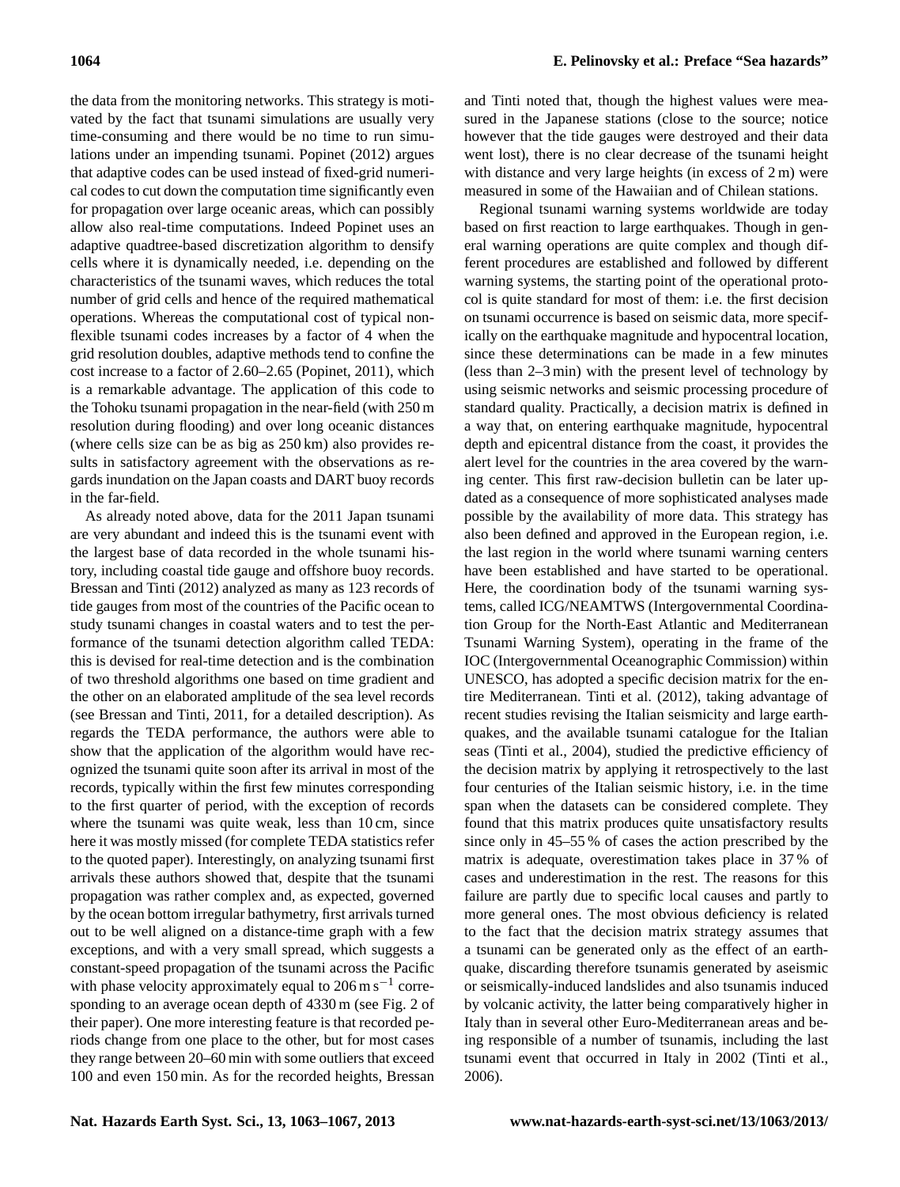the data from the monitoring networks. This strategy is motivated by the fact that tsunami simulations are usually very time-consuming and there would be no time to run simulations under an impending tsunami. Popinet (2012) argues that adaptive codes can be used instead of fixed-grid numerical codes to cut down the computation time significantly even for propagation over large oceanic areas, which can possibly allow also real-time computations. Indeed Popinet uses an adaptive quadtree-based discretization algorithm to densify cells where it is dynamically needed, i.e. depending on the characteristics of the tsunami waves, which reduces the total number of grid cells and hence of the required mathematical operations. Whereas the computational cost of typical non-flexible tsunami codes increases by a factor of 4 when the grid resolution doubles, adaptive methods tend to confine the cost increase to a factor of 2.60–2.65 (Popinet, 2011), which is a remarkable advantage. The application of this code to the Tohoku tsunami propagation in the near-field (with 250 m resolution during flooding) and over long oceanic distances (where cells size can be as big as 250 km) also provides results in satisfactory agreement with the observations as regards inundation on the Japan coasts and DART buoy records in the far-field.

As already noted above, data for the 2011 Japan tsunami are very abundant and indeed this is the tsunami event with the largest base of data recorded in the whole tsunami history, including coastal tide gauge and offshore buoy records. Bressan and Tinti (2012) analyzed as many as 123 records of tide gauges from most of the countries of the Pacific ocean to study tsunami changes in coastal waters and to test the performance of the tsunami detection algorithm called TEDA: this is devised for real-time detection and is the combination of two threshold algorithms one based on time gradient and the other on an elaborated amplitude of the sea level records (see Bressan and Tinti, 2011, for a detailed description). As regards the TEDA performance, the authors were able to show that the application of the algorithm would have recognized the tsunami quite soon after its arrival in most of the records, typically within the first few minutes corresponding to the first quarter of period, with the exception of records where the tsunami was quite weak, less than 10 cm, since here it was mostly missed (for complete TEDA statistics refer to the quoted paper). Interestingly, on analyzing tsunami first arrivals these authors showed that, despite that the tsunami propagation was rather complex and, as expected, governed by the ocean bottom irregular bathymetry, first arrivals turned out to be well aligned on a distance-time graph with a few exceptions, and with a very small spread, which suggests a constant-speed propagation of the tsunami across the Pacific with phase velocity approximately equal to 206 m $s^{-1}$ corresponding to an average ocean depth of 4330 m (see Fig. 2 of their paper). One more interesting feature is that recorded periods change from one place to the other, but for most cases they range between 20–60 min with some outliers that exceed 100 and even 150 min. As for the recorded heights, Bressan and Tinti noted that, though the highest values were measured in the Japanese stations (close to the source; notice however that the tide gauges were destroyed and their data went lost), there is no clear decrease of the tsunami height with distance and very large heights (in excess of 2 m) were measured in some of the Hawaiian and of Chilean stations.

Regional tsunami warning systems worldwide are today based on first reaction to large earthquakes. Though in general warning operations are quite complex and though different procedures are established and followed by different warning systems, the starting point of the operational protocol is quite standard for most of them: i.e. the first decision on tsunami occurrence is based on seismic data, more specifically on the earthquake magnitude and hypocentral location, since these determinations can be made in a few minutes (less than 2–3 min) with the present level of technology by using seismic networks and seismic processing procedure of standard quality. Practically, a decision matrix is defined in a way that, on entering earthquake magnitude, hypocentral depth and epicentral distance from the coast, it provides the alert level for the countries in the area covered by the warning center. This first raw-decision bulletin can be later updated as a consequence of more sophisticated analyses made possible by the availability of more data. This strategy has also been defined and approved in the European region, i.e. the last region in the world where tsunami warning centers have been established and have started to be operational. Here, the coordination body of the tsunami warning systems, called ICG/NEAMTWS (Intergovernmental Coordination Group for the North-East Atlantic and Mediterranean Tsunami Warning System), operating in the frame of the IOC (Intergovernmental Oceanographic Commission) within UNESCO, has adopted a specific decision matrix for the entire Mediterranean. Tinti et al. (2012), taking advantage of recent studies revising the Italian seismicity and large earthquakes, and the available tsunami catalogue for the Italian seas (Tinti et al., 2004), studied the predictive efficiency of the decision matrix by applying it retrospectively to the last four centuries of the Italian seismic history, i.e. in the time span when the datasets can be considered complete. They found that this matrix produces quite unsatisfactory results since only in 45–55 % of cases the action prescribed by the matrix is adequate, overestimation takes place in 37 % of cases and underestimation in the rest. The reasons for this failure are partly due to specific local causes and partly to more general ones. The most obvious deficiency is related to the fact that the decision matrix strategy assumes that a tsunami can be generated only as the effect of an earthquake, discarding therefore tsunamis generated by aseismic or seismically-induced landslides and also tsunamis induced by volcanic activity, the latter being comparatively higher in Italy than in several other Euro-Mediterranean areas and being responsible of a number of tsunamis, including the last tsunami event that occurred in Italy in 2002 (Tinti et al., 2006).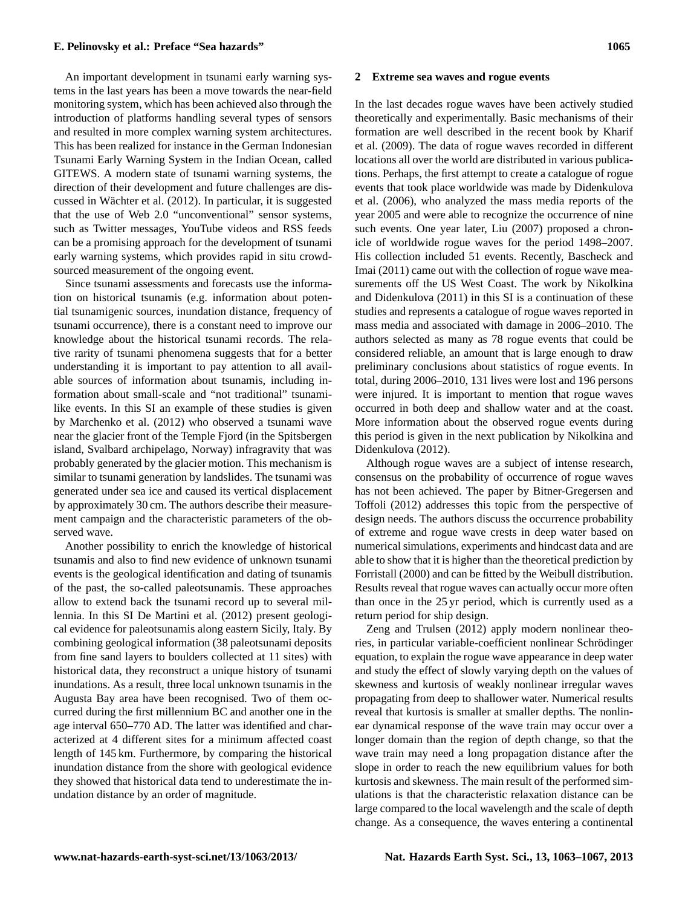An important development in tsunami early warning systems in the last years has been a move towards the near-field monitoring system, which has been achieved also through the introduction of platforms handling several types of sensors and resulted in more complex warning system architectures. This has been realized for instance in the German Indonesian Tsunami Early Warning System in the Indian Ocean, called GITEWS. A modern state of tsunami warning systems, the direction of their development and future challenges are discussed in Wächter et al. (2012). In particular, it is suggested that the use of Web 2.0 "unconventional" sensor systems, such as Twitter messages, YouTube videos and RSS feeds can be a promising approach for the development of tsunami early warning systems, which provides rapid in situ crowd-sourced measurement of the ongoing event.

Since tsunami assessments and forecasts use the information on historical tsunamis (e.g. information about potential tsunamigenic sources, inundation distance, frequency of tsunami occurrence), there is a constant need to improve our knowledge about the historical tsunami records. The relative rarity of tsunami phenomena suggests that for a better understanding it is important to pay attention to all available sources of information about tsunamis, including information about small-scale and "not traditional" tsunami-like events. In this SI an example of these studies is given by Marchenko et al. (2012) who observed a tsunami wave near the glacier front of the Temple Fjord (in the Spitsbergen island, Svalbard archipelago, Norway) infragravity that was probably generated by the glacier motion. This mechanism is similar to tsunami generation by landslides. The tsunami was generated under sea ice and caused its vertical displacement by approximately 30 cm. The authors describe their measurement campaign and the characteristic parameters of the observed wave.

Another possibility to enrich the knowledge of historical tsunamis and also to find new evidence of unknown tsunami events is the geological identification and dating of tsunamis of the past, the so-called paleotsunamis. These approaches allow to extend back the tsunami record up to several millennia. In this SI De Martini et al. (2012) present geological evidence for paleotsunamis along eastern Sicily, Italy. By combining geological information (38 paleotsunami deposits from fine sand layers to boulders collected at 11 sites) with historical data, they reconstruct a unique history of tsunami inundations. As a result, three local unknown tsunamis in the Augusta Bay area have been recognised. Two of them occurred during the first millennium BC and another one in the age interval 650–770 AD. The latter was identified and characterized at 4 different sites for a minimum affected coast length of 145 km. Furthermore, by comparing the historical inundation distance from the shore with geological evidence they showed that historical data tend to underestimate the inundation distance by an order of magnitude.

## 2 Extreme sea waves and rogue events

In the last decades rogue waves have been actively studied theoretically and experimentally. Basic mechanisms of their formation are well described in the recent book by Kharif et al. (2009). The data of rogue waves recorded in different locations all over the world are distributed in various publications. Perhaps, the first attempt to create a catalogue of rogue events that took place worldwide was made by Didenkulova et al. (2006), who analyzed the mass media reports of the year 2005 and were able to recognize the occurrence of nine such events. One year later, Liu (2007) proposed a chronicle of worldwide rogue waves for the period 1498–2007. His collection included 51 events. Recently, Bascheck and Imai (2011) came out with the collection of rogue wave measurements off the US West Coast. The work by Nikolkina and Didenkulova (2011) in this SI is a continuation of these studies and represents a catalogue of rogue waves reported in mass media and associated with damage in 2006–2010. The authors selected as many as 78 rogue events that could be considered reliable, an amount that is large enough to draw preliminary conclusions about statistics of rogue events. In total, during 2006–2010, 131 lives were lost and 196 persons were injured. It is important to mention that rogue waves occurred in both deep and shallow water and at the coast. More information about the observed rogue events during this period is given in the next publication by Nikolkina and Didenkulova (2012).

Although rogue waves are a subject of intense research, consensus on the probability of occurrence of rogue waves has not been achieved. The paper by Bitner-Gregersen and Toffoli (2012) addresses this topic from the perspective of design needs. The authors discuss the occurrence probability of extreme and rogue wave crests in deep water based on numerical simulations, experiments and hindcast data and are able to show that it is higher than the theoretical prediction by Forristall (2000) and can be fitted by the Weibull distribution. Results reveal that rogue waves can actually occur more often than once in the 25 yr period, which is currently used as a return period for ship design.

Zeng and Trulsen (2012) apply modern nonlinear theories, in particular variable-coefficient nonlinear Schrödinger equation, to explain the rogue wave appearance in deep water and study the effect of slowly varying depth on the values of skewness and kurtosis of weakly nonlinear irregular waves propagating from deep to shallower water. Numerical results reveal that kurtosis is smaller at smaller depths. The nonlinear dynamical response of the wave train may occur over a longer domain than the region of depth change, so that the wave train may need a long propagation distance after the slope in order to reach the new equilibrium values for both kurtosis and skewness. The main result of the performed simulations is that the characteristic relaxation distance can be large compared to the local wavelength and the scale of depth change. As a consequence, the waves entering a continental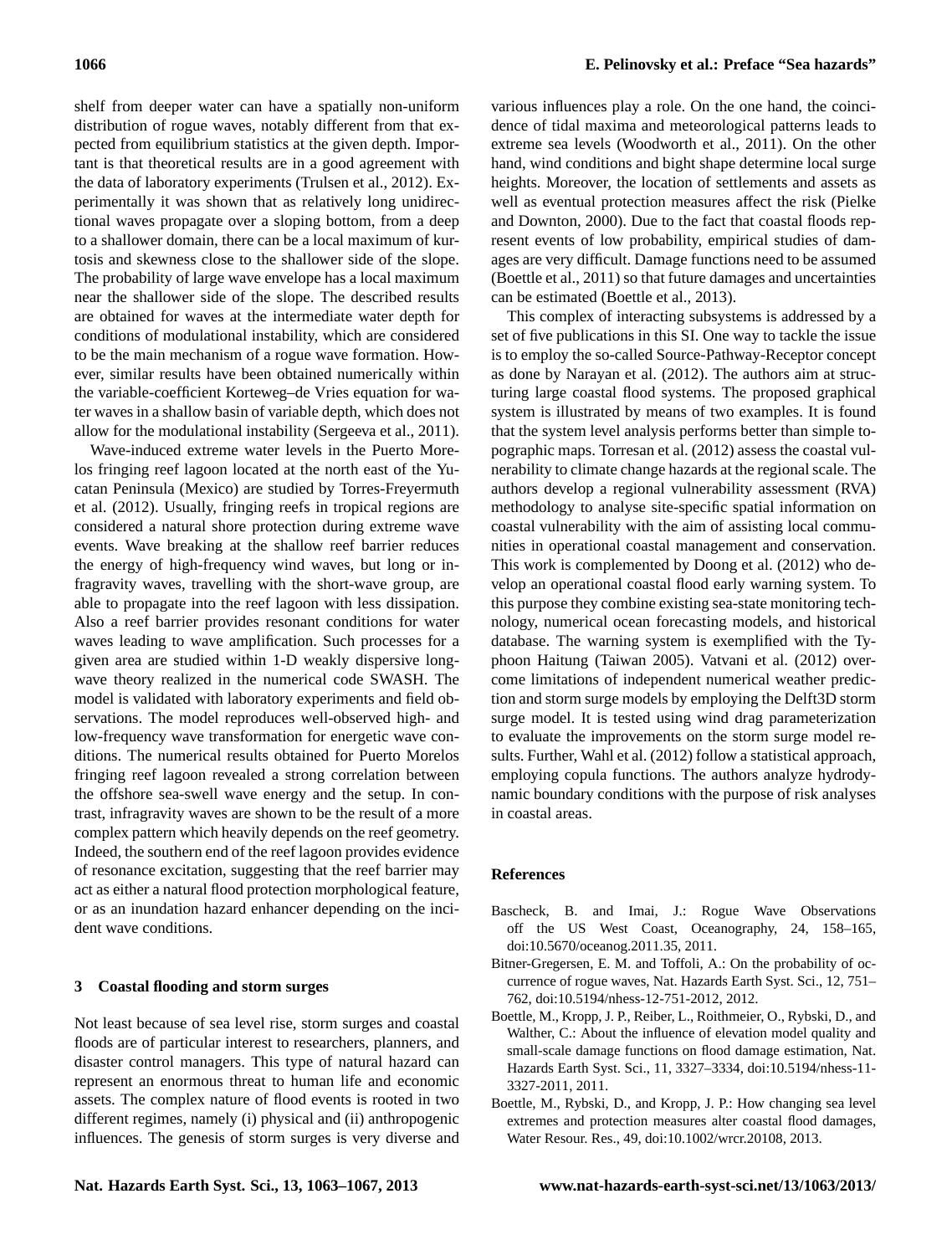shelf from deeper water can have a spatially non-uniform distribution of rogue waves, notably different from that expected from equilibrium statistics at the given depth. Important is that theoretical results are in a good agreement with the data of laboratory experiments (Trulsen et al., 2012). Experimentally it was shown that as relatively long unidirectional waves propagate over a sloping bottom, from a deep to a shallower domain, there can be a local maximum of kurtosis and skewness close to the shallower side of the slope. The probability of large wave envelope has a local maximum near the shallower side of the slope. The described results are obtained for waves at the intermediate water depth for conditions of modulational instability, which are considered to be the main mechanism of a rogue wave formation. However, similar results have been obtained numerically within the variable-coefficient Korteweg–de Vries equation for water waves in a shallow basin of variable depth, which does not allow for the modulational instability (Sergeeva et al., 2011).

Wave-induced extreme water levels in the Puerto Morelos fringing reef lagoon located at the north east of the Yucatan Peninsula (Mexico) are studied by Torres-Freyermuth et al. (2012). Usually, fringing reefs in tropical regions are considered a natural shore protection during extreme wave events. Wave breaking at the shallow reef barrier reduces the energy of high-frequency wind waves, but long or infragravity waves, travelling with the short-wave group, are able to propagate into the reef lagoon with less dissipation. Also a reef barrier provides resonant conditions for water waves leading to wave amplification. Such processes for a given area are studied within 1-D weakly dispersive long-wave theory realized in the numerical code SWASH. The model is validated with laboratory experiments and field observations. The model reproduces well-observed high- and low-frequency wave transformation for energetic wave conditions. The numerical results obtained for Puerto Morelos fringing reef lagoon revealed a strong correlation between the offshore sea-swell wave energy and the setup. In contrast, infragravity waves are shown to be the result of a more complex pattern which heavily depends on the reef geometry. Indeed, the southern end of the reef lagoon provides evidence of resonance excitation, suggesting that the reef barrier may act as either a natural flood protection morphological feature, or as an inundation hazard enhancer depending on the incident wave conditions.

## 3 Coastal flooding and storm surges

Not least because of sea level rise, storm surges and coastal floods are of particular interest to researchers, planners, and disaster control managers. This type of natural hazard can represent an enormous threat to human life and economic assets. The complex nature of flood events is rooted in two different regimes, namely (i) physical and (ii) anthropogenic influences. The genesis of storm surges is very diverse and various influences play a role. On the one hand, the coincidence of tidal maxima and meteorological patterns leads to extreme sea levels (Woodworth et al., 2011). On the other hand, wind conditions and bight shape determine local surge heights. Moreover, the location of settlements and assets as well as eventual protection measures affect the risk (Pielke and Downton, 2000). Due to the fact that coastal floods represent events of low probability, empirical studies of damages are very difficult. Damage functions need to be assumed (Boettle et al., 2011) so that future damages and uncertainties can be estimated (Boettle et al., 2013).

This complex of interacting subsystems is addressed by a set of five publications in this SI. One way to tackle the issue is to employ the so-called Source-Pathway-Receptor concept as done by Narayan et al. (2012). The authors aim at structuring large coastal flood systems. The proposed graphical system is illustrated by means of two examples. It is found that the system level analysis performs better than simple topographic maps. Torresan et al. (2012) assess the coastal vulnerability to climate change hazards at the regional scale. The authors develop a regional vulnerability assessment (RVA) methodology to analyse site-specific spatial information on coastal vulnerability with the aim of assisting local communities in operational coastal management and conservation. This work is complemented by Doong et al. (2012) who develop an operational coastal flood early warning system. To this purpose they combine existing sea-state monitoring technology, numerical ocean forecasting models, and historical database. The warning system is exemplified with the Typhoon Haitung (Taiwan 2005). Vatvani et al. (2012) overcome limitations of independent numerical weather prediction and storm surge models by employing the Delft3D storm surge model. It is tested using wind drag parameterization to evaluate the improvements on the storm surge model results. Further, Wahl et al. (2012) follow a statistical approach, employing copula functions. The authors analyze hydrodynamic boundary conditions with the purpose of risk analyses in coastal areas.

## References

Bascheck, B. and Imai, J.: Rogue Wave Observations off the US West Coast, Oceanography, 24, 158–165, doi:10.5670/oceanog.2011.35, 2011.

Bitner-Gregersen, E. M. and Toffoli, A.: On the probability of occurrence of rogue waves, Nat. Hazards Earth Syst. Sci., 12, 751–762, doi:10.5194/nhess-12-751-2012, 2012.

Boettle, M., Kropp, J. P., Reiber, L., Roithmeier, O., Rybski, D., and Walther, C.: About the influence of elevation model quality and small-scale damage functions on flood damage estimation, Nat. Hazards Earth Syst. Sci., 11, 3327–3334, doi:10.5194/nhess-11-3327-2011, 2011.

Boettle, M., Rybski, D., and Kropp, J. P.: How changing sea level extremes and protection measures alter coastal flood damages, Water Resour. Res., 49, doi:10.1002/wrcr.20108, 2013.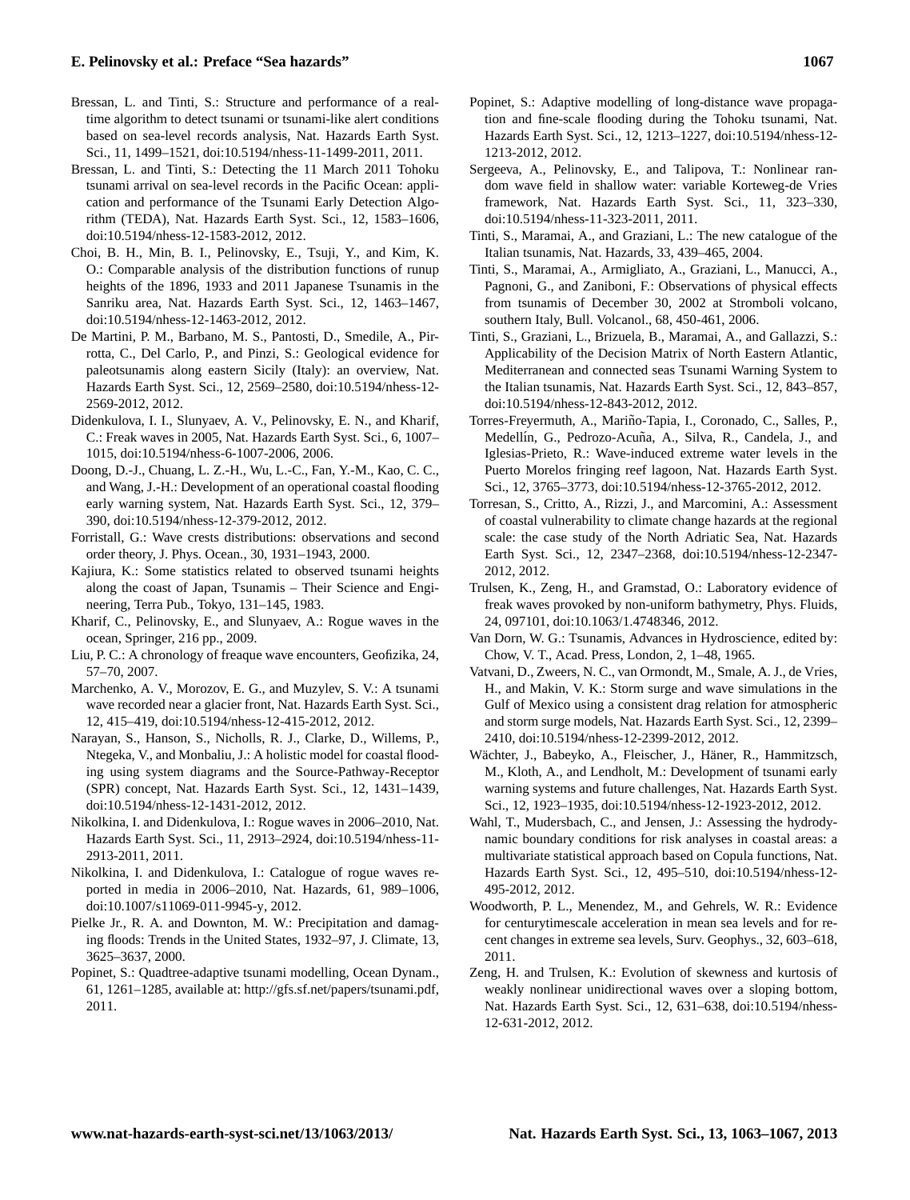Bressan, L. and Tinti, S.: Structure and performance of a real-time algorithm to detect tsunami or tsunami-like alert conditions based on sea-level records analysis, Nat. Hazards Earth Syst. Sci., 11, 1499–1521, doi:10.5194/nhess-11-1499-2011, 2011.

Bressan, L. and Tinti, S.: Detecting the 11 March 2011 Tohoku tsunami arrival on sea-level records in the Pacific Ocean: application and performance of the Tsunami Early Detection Algorithm (TEDA), Nat. Hazards Earth Syst. Sci., 12, 1583–1606, doi:10.5194/nhess-12-1583-2012, 2012.

Choi, B. H., Min, B. I., Pelinovsky, E., Tsuji, Y., and Kim, K. O.: Comparable analysis of the distribution functions of runup heights of the 1896, 1933 and 2011 Japanese Tsunamis in the Sanriku area, Nat. Hazards Earth Syst. Sci., 12, 1463–1467, doi:10.5194/nhess-12-1463-2012, 2012.

De Martini, P. M., Barbano, M. S., Pantosti, D., Smedile, A., Pirrotta, C., Del Carlo, P., and Pinzi, S.: Geological evidence for paleotsunamis along eastern Sicily (Italy): an overview, Nat. Hazards Earth Syst. Sci., 12, 2569–2580, doi:10.5194/nhess-12-2569-2012, 2012.

Didenkulova, I. I., Slunyaev, A. V., Pelinovsky, E. N., and Kharif, C.: Freak waves in 2005, Nat. Hazards Earth Syst. Sci., 6, 1007–1015, doi:10.5194/nhess-6-1007-2006, 2006.

Doong, D.-J., Chuang, L. Z.-H., Wu, L.-C., Fan, Y.-M., Kao, C. C., and Wang, J.-H.: Development of an operational coastal flooding early warning system, Nat. Hazards Earth Syst. Sci., 12, 379–390, doi:10.5194/nhess-12-379-2012, 2012.

Forristall, G.: Wave crests distributions: observations and second order theory, J. Phys. Ocean., 30, 1931–1943, 2000.

Kajiura, K.: Some statistics related to observed tsunami heights along the coast of Japan, Tsunamis – Their Science and Engineering, Terra Pub., Tokyo, 131–145, 1983.

Kharif, C., Pelinovsky, E., and Slunyaev, A.: Rogue waves in the ocean, Springer, 216 pp., 2009.

Liu, P. C.: A chronology of freaque wave encounters, Geofizika, 24, 57–70, 2007.

Marchenko, A. V., Morozov, E. G., and Muzylev, S. V.: A tsunami wave recorded near a glacier front, Nat. Hazards Earth Syst. Sci., 12, 415–419, doi:10.5194/nhess-12-415-2012, 2012.

Narayan, S., Hanson, S., Nicholls, R. J., Clarke, D., Willems, P., Ntegeka, V., and Monbaliu, J.: A holistic model for coastal flooding using system diagrams and the Source-Pathway-Receptor (SPR) concept, Nat. Hazards Earth Syst. Sci., 12, 1431–1439, doi:10.5194/nhess-12-1431-2012, 2012.

Nikolkina, I. and Didenkulova, I.: Rogue waves in 2006–2010, Nat. Hazards Earth Syst. Sci., 11, 2913–2924, doi:10.5194/nhess-11-2913-2011, 2011.

Nikolkina, I. and Didenkulova, I.: Catalogue of rogue waves reported in media in 2006–2010, Nat. Hazards, 61, 989–1006, doi:10.1007/s11069-011-9945-y, 2012.

Pielke Jr., R. A. and Downton, M. W.: Precipitation and damaging floods: Trends in the United States, 1932–97, J. Climate, 13, 3625–3637, 2000.

Popinet, S.: Quadtree-adaptive tsunami modelling, Ocean Dynam., 61, 1261–1285, available at: http://gfs.sf.net/papers/tsunami.pdf, 2011.

Popinet, S.: Adaptive modelling of long-distance wave propagation and fine-scale flooding during the Tohoku tsunami, Nat. Hazards Earth Syst. Sci., 12, 1213–1227, doi:10.5194/nhess-12-1213-2012, 2012.

Sergeeva, A., Pelinovsky, E., and Talipova, T.: Nonlinear random wave field in shallow water: variable Korteweg-de Vries framework, Nat. Hazards Earth Syst. Sci., 11, 323–330, doi:10.5194/nhess-11-323-2011, 2011.

Tinti, S., Maramai, A., and Graziani, L.: The new catalogue of the Italian tsunamis, Nat. Hazards, 33, 439–465, 2004.

Tinti, S., Maramai, A., Armigliato, A., Graziani, L., Manucci, A., Pagnoni, G., and Zaniboni, F.: Observations of physical effects from tsunamis of December 30, 2002 at Stromboli volcano, southern Italy, Bull. Volcanol., 68, 450-461, 2006.

Tinti, S., Graziani, L., Brizuela, B., Maramai, A., and Gallazzi, S.: Applicability of the Decision Matrix of North Eastern Atlantic, Mediterranean and connected seas Tsunami Warning System to the Italian tsunamis, Nat. Hazards Earth Syst. Sci., 12, 843–857, doi:10.5194/nhess-12-843-2012, 2012.

Torres-Freyermuth, A., Mariño-Tapia, I., Coronado, C., Salles, P., Medellín, G., Pedrozo-Acuña, A., Silva, R., Candela, J., and Iglesias-Prieto, R.: Wave-induced extreme water levels in the Puerto Morelos fringing reef lagoon, Nat. Hazards Earth Syst. Sci., 12, 3765–3773, doi:10.5194/nhess-12-3765-2012, 2012.

Torresan, S., Critto, A., Rizzi, J., and Marcomini, A.: Assessment of coastal vulnerability to climate change hazards at the regional scale: the case study of the North Adriatic Sea, Nat. Hazards Earth Syst. Sci., 12, 2347–2368, doi:10.5194/nhess-12-2347-2012, 2012.

Trulsen, K., Zeng, H., and Gramstad, O.: Laboratory evidence of freak waves provoked by non-uniform bathymetry, Phys. Fluids, 24, 097101, doi:10.1063/1.4748346, 2012.

Van Dorn, W. G.: Tsunamis, Advances in Hydroscience, edited by: Chow, V. T., Acad. Press, London, 2, 1–48, 1965.

Vatvani, D., Zweers, N. C., van Ormondt, M., Smale, A. J., de Vries, H., and Makin, V. K.: Storm surge and wave simulations in the Gulf of Mexico using a consistent drag relation for atmospheric and storm surge models, Nat. Hazards Earth Syst. Sci., 12, 2399–2410, doi:10.5194/nhess-12-2399-2012, 2012.

Wächter, J., Babeyko, A., Fleischer, J., Häner, R., Hammitzsch, M., Kloth, A., and Lendholt, M.: Development of tsunami early warning systems and future challenges, Nat. Hazards Earth Syst. Sci., 12, 1923–1935, doi:10.5194/nhess-12-1923-2012, 2012.

Wahl, T., Mudersbach, C., and Jensen, J.: Assessing the hydrodynamic boundary conditions for risk analyses in coastal areas: a multivariate statistical approach based on Copula functions, Nat. Hazards Earth Syst. Sci., 12, 495–510, doi:10.5194/nhess-12-495-2012, 2012.

Woodworth, P. L., Menendez, M., and Gehrels, W. R.: Evidence for centurytimescale acceleration in mean sea levels and for recent changes in extreme sea levels, Surv. Geophys., 32, 603–618, 2011.

Zeng, H. and Trulsen, K.: Evolution of skewness and kurtosis of weakly nonlinear unidirectional waves over a sloping bottom, Nat. Hazards Earth Syst. Sci., 12, 631–638, doi:10.5194/nhess-12-631-2012, 2012.